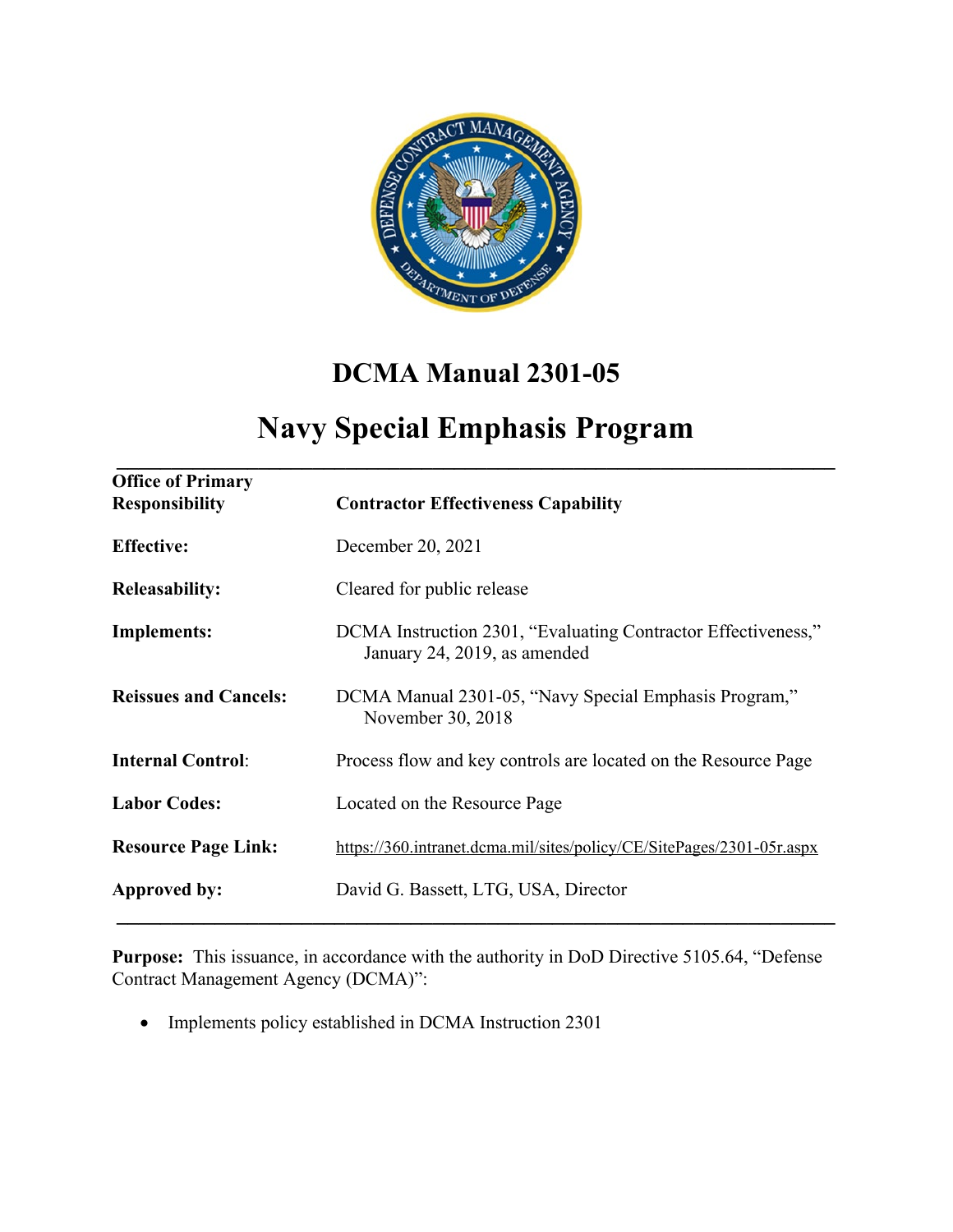# DCMA Manual 2301-05

# Navy Special Emphasis Program

| | |
|---|---|
| **Office of Primary Responsibility** | **Contractor Effectiveness Capability** |
| **Effective:** | December 20, 2021 |
| **Releasability:** | Cleared for public release |
| **Implements:** | DCMA Instruction 2301, "Evaluating Contractor Effectiveness," January 24, 2019, as amended |
| **Reissues and Cancels:** | DCMA Manual 2301-05, "Navy Special Emphasis Program," November 30, 2018 |
| **Internal Control:** | Process flow and key controls are located on the Resource Page |
| **Labor Codes:** | Located on the Resource Page |
| **Resource Page Link:** | https://360.intranet.dcma.mil/sites/policy/CE/SitePages/2301-05r.aspx |
| **Approved by:** | David G. Bassett, LTG, USA, Director |

**Purpose:** This issuance, in accordance with the authority in DoD Directive 5105.64, "Defense Contract Management Agency (DCMA)":

- Implements policy established in DCMA Instruction 2301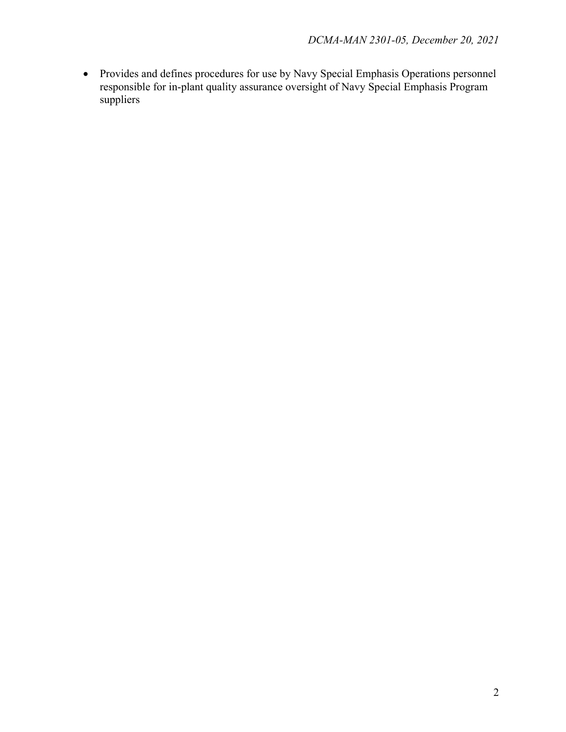- Provides and defines procedures for use by Navy Special Emphasis Operations personnel responsible for in-plant quality assurance oversight of Navy Special Emphasis Program suppliers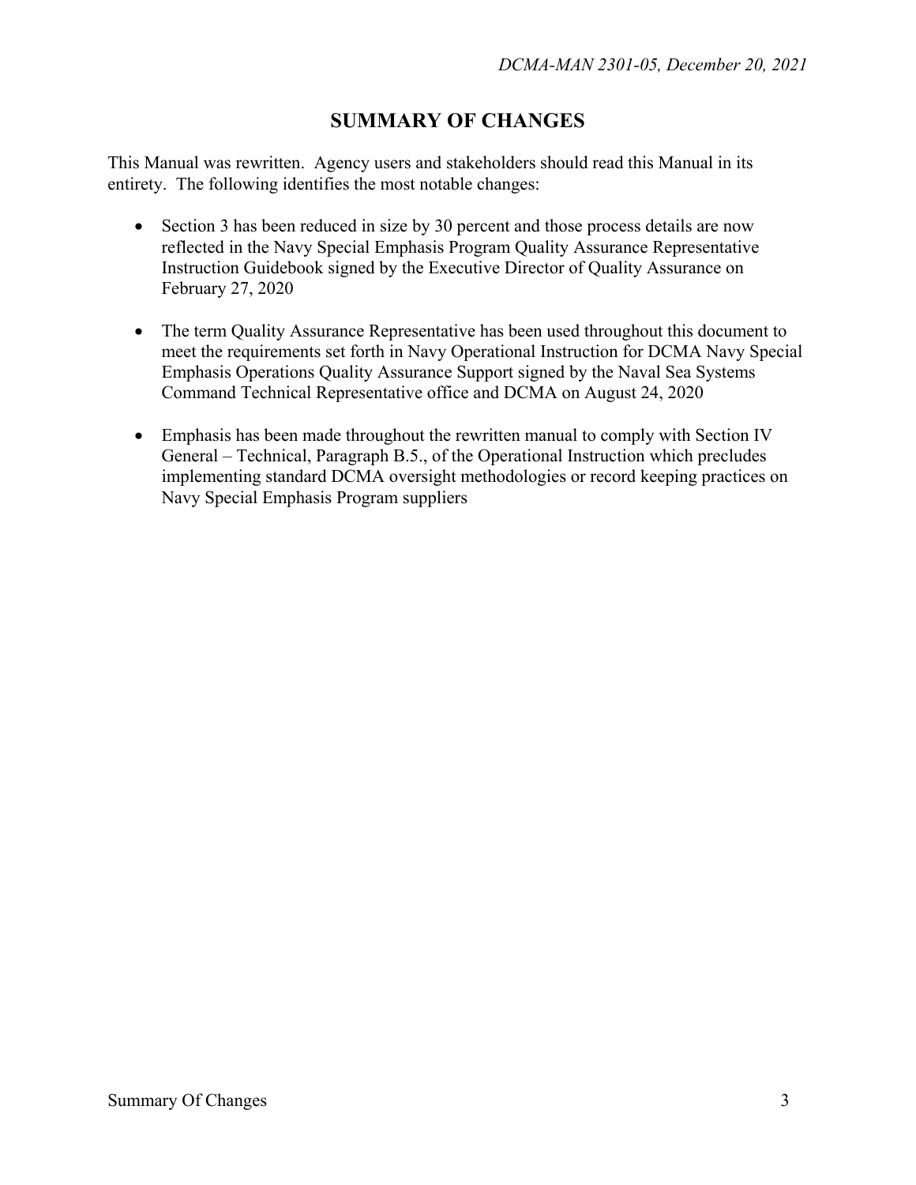# SUMMARY OF CHANGES

This Manual was rewritten. Agency users and stakeholders should read this Manual in its entirety. The following identifies the most notable changes:

- Section 3 has been reduced in size by 30 percent and those process details are now reflected in the Navy Special Emphasis Program Quality Assurance Representative Instruction Guidebook signed by the Executive Director of Quality Assurance on February 27, 2020

- The term Quality Assurance Representative has been used throughout this document to meet the requirements set forth in Navy Operational Instruction for DCMA Navy Special Emphasis Operations Quality Assurance Support signed by the Naval Sea Systems Command Technical Representative office and DCMA on August 24, 2020

- Emphasis has been made throughout the rewritten manual to comply with Section IV General – Technical, Paragraph B.5., of the Operational Instruction which precludes implementing standard DCMA oversight methodologies or record keeping practices on Navy Special Emphasis Program suppliers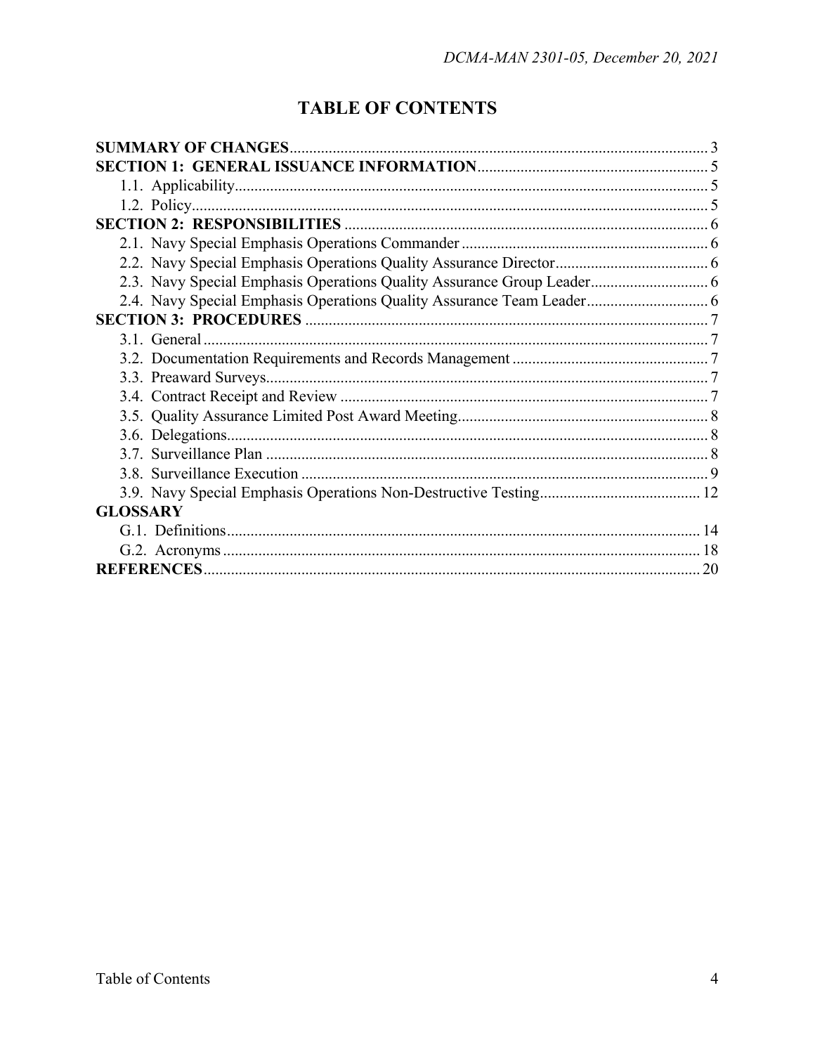# TABLE OF CONTENTS

**SUMMARY OF CHANGES** .......... 3
**SECTION 1: GENERAL ISSUANCE INFORMATION** .......... 5
- 1.1. Applicability .......... 5
- 1.2. Policy .......... 5

**SECTION 2: RESPONSIBILITIES** .......... 6
- 2.1. Navy Special Emphasis Operations Commander .......... 6
- 2.2. Navy Special Emphasis Operations Quality Assurance Director .......... 6
- 2.3. Navy Special Emphasis Operations Quality Assurance Group Leader .......... 6
- 2.4. Navy Special Emphasis Operations Quality Assurance Team Leader .......... 6

**SECTION 3: PROCEDURES** .......... 7
- 3.1. General .......... 7
- 3.2. Documentation Requirements and Records Management .......... 7
- 3.3. Preaward Surveys .......... 7
- 3.4. Contract Receipt and Review .......... 7
- 3.5. Quality Assurance Limited Post Award Meeting .......... 8
- 3.6. Delegations .......... 8
- 3.7. Surveillance Plan .......... 8
- 3.8. Surveillance Execution .......... 9
- 3.9. Navy Special Emphasis Operations Non-Destructive Testing .......... 12

**GLOSSARY**
- G.1. Definitions .......... 14
- G.2. Acronyms .......... 18

**REFERENCES** .......... 20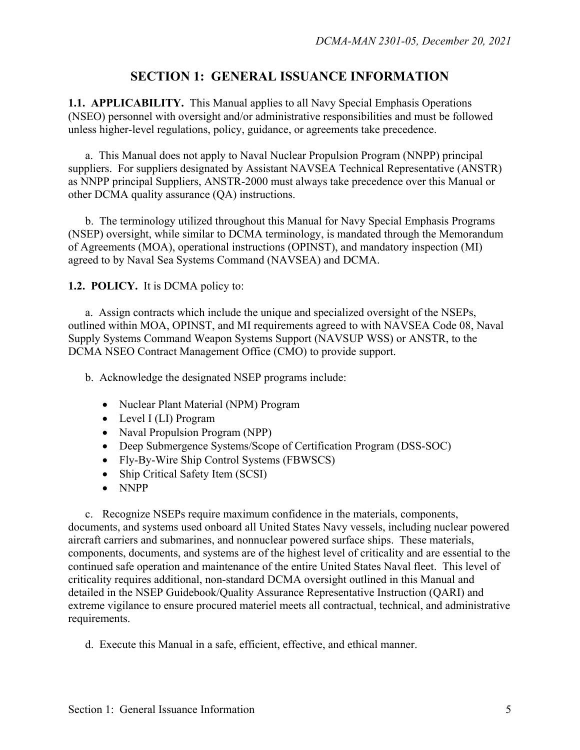## SECTION 1: GENERAL ISSUANCE INFORMATION

**1.1. APPLICABILITY.** This Manual applies to all Navy Special Emphasis Operations (NSEO) personnel with oversight and/or administrative responsibilities and must be followed unless higher-level regulations, policy, guidance, or agreements take precedence.

a. This Manual does not apply to Naval Nuclear Propulsion Program (NNPP) principal suppliers. For suppliers designated by Assistant NAVSEA Technical Representative (ANSTR) as NNPP principal Suppliers, ANSTR-2000 must always take precedence over this Manual or other DCMA quality assurance (QA) instructions.

b. The terminology utilized throughout this Manual for Navy Special Emphasis Programs (NSEP) oversight, while similar to DCMA terminology, is mandated through the Memorandum of Agreements (MOA), operational instructions (OPINST), and mandatory inspection (MI) agreed to by Naval Sea Systems Command (NAVSEA) and DCMA.

**1.2. POLICY.** It is DCMA policy to:

a. Assign contracts which include the unique and specialized oversight of the NSEPs, outlined within MOA, OPINST, and MI requirements agreed to with NAVSEA Code 08, Naval Supply Systems Command Weapon Systems Support (NAVSUP WSS) or ANSTR, to the DCMA NSEO Contract Management Office (CMO) to provide support.

b. Acknowledge the designated NSEP programs include:

- Nuclear Plant Material (NPM) Program
- Level I (LI) Program
- Naval Propulsion Program (NPP)
- Deep Submergence Systems/Scope of Certification Program (DSS-SOC)
- Fly-By-Wire Ship Control Systems (FBWSCS)
- Ship Critical Safety Item (SCSI)
- NNPP

c. Recognize NSEPs require maximum confidence in the materials, components, documents, and systems used onboard all United States Navy vessels, including nuclear powered aircraft carriers and submarines, and nonnuclear powered surface ships. These materials, components, documents, and systems are of the highest level of criticality and are essential to the continued safe operation and maintenance of the entire United States Naval fleet. This level of criticality requires additional, non-standard DCMA oversight outlined in this Manual and detailed in the NSEP Guidebook/Quality Assurance Representative Instruction (QARI) and extreme vigilance to ensure procured materiel meets all contractual, technical, and administrative requirements.

d. Execute this Manual in a safe, efficient, effective, and ethical manner.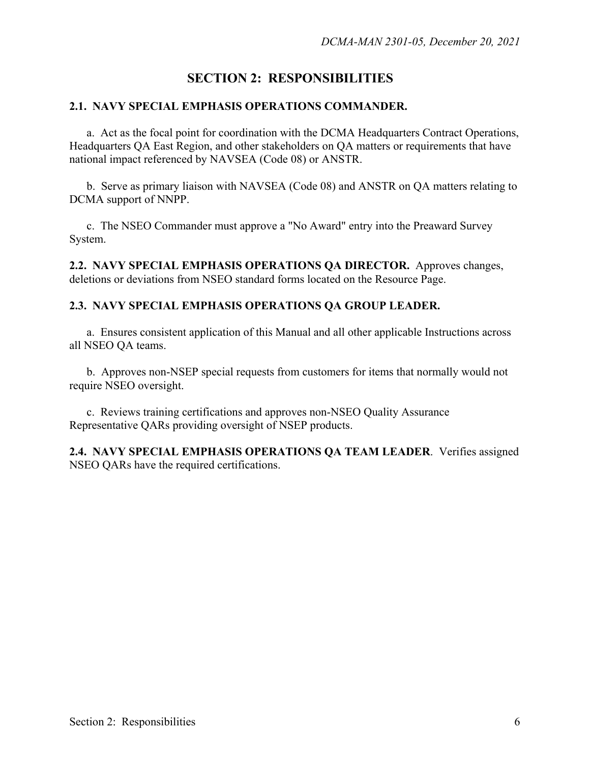# SECTION 2: RESPONSIBILITIES

**2.1. NAVY SPECIAL EMPHASIS OPERATIONS COMMANDER.**

a. Act as the focal point for coordination with the DCMA Headquarters Contract Operations, Headquarters QA East Region, and other stakeholders on QA matters or requirements that have national impact referenced by NAVSEA (Code 08) or ANSTR.

b. Serve as primary liaison with NAVSEA (Code 08) and ANSTR on QA matters relating to DCMA support of NNPP.

c. The NSEO Commander must approve a "No Award" entry into the Preaward Survey System.

**2.2. NAVY SPECIAL EMPHASIS OPERATIONS QA DIRECTOR.** Approves changes, deletions or deviations from NSEO standard forms located on the Resource Page.

**2.3. NAVY SPECIAL EMPHASIS OPERATIONS QA GROUP LEADER.**

a. Ensures consistent application of this Manual and all other applicable Instructions across all NSEO QA teams.

b. Approves non-NSEP special requests from customers for items that normally would not require NSEO oversight.

c. Reviews training certifications and approves non-NSEO Quality Assurance Representative QARs providing oversight of NSEP products.

**2.4. NAVY SPECIAL EMPHASIS OPERATIONS QA TEAM LEADER**. Verifies assigned NSEO QARs have the required certifications.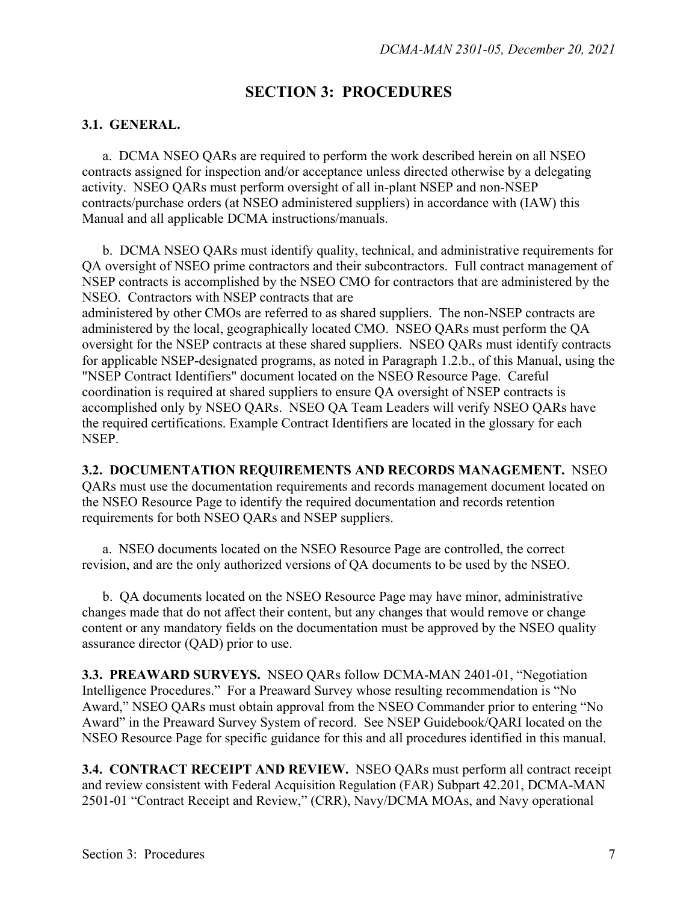# SECTION 3: PROCEDURES

**3.1. GENERAL.**

a. DCMA NSEO QARs are required to perform the work described herein on all NSEO contracts assigned for inspection and/or acceptance unless directed otherwise by a delegating activity. NSEO QARs must perform oversight of all in-plant NSEP and non-NSEP contracts/purchase orders (at NSEO administered suppliers) in accordance with (IAW) this Manual and all applicable DCMA instructions/manuals.

b. DCMA NSEO QARs must identify quality, technical, and administrative requirements for QA oversight of NSEO prime contractors and their subcontractors. Full contract management of NSEP contracts is accomplished by the NSEO CMO for contractors that are administered by the NSEO. Contractors with NSEP contracts that are administered by other CMOs are referred to as shared suppliers. The non-NSEP contracts are administered by the local, geographically located CMO. NSEO QARs must perform the QA oversight for the NSEP contracts at these shared suppliers. NSEO QARs must identify contracts for applicable NSEP-designated programs, as noted in Paragraph 1.2.b., of this Manual, using the "NSEP Contract Identifiers" document located on the NSEO Resource Page. Careful coordination is required at shared suppliers to ensure QA oversight of NSEP contracts is accomplished only by NSEO QARs. NSEO QA Team Leaders will verify NSEO QARs have the required certifications. Example Contract Identifiers are located in the glossary for each NSEP.

**3.2. DOCUMENTATION REQUIREMENTS AND RECORDS MANAGEMENT.** NSEO QARs must use the documentation requirements and records management document located on the NSEO Resource Page to identify the required documentation and records retention requirements for both NSEO QARs and NSEP suppliers.

a. NSEO documents located on the NSEO Resource Page are controlled, the correct revision, and are the only authorized versions of QA documents to be used by the NSEO.

b. QA documents located on the NSEO Resource Page may have minor, administrative changes made that do not affect their content, but any changes that would remove or change content or any mandatory fields on the documentation must be approved by the NSEO quality assurance director (QAD) prior to use.

**3.3. PREAWARD SURVEYS.** NSEO QARs follow DCMA-MAN 2401-01, "Negotiation Intelligence Procedures." For a Preaward Survey whose resulting recommendation is "No Award," NSEO QARs must obtain approval from the NSEO Commander prior to entering "No Award" in the Preaward Survey System of record. See NSEP Guidebook/QARI located on the NSEO Resource Page for specific guidance for this and all procedures identified in this manual.

**3.4. CONTRACT RECEIPT AND REVIEW.** NSEO QARs must perform all contract receipt and review consistent with Federal Acquisition Regulation (FAR) Subpart 42.201, DCMA-MAN 2501-01 "Contract Receipt and Review," (CRR), Navy/DCMA MOAs, and Navy operational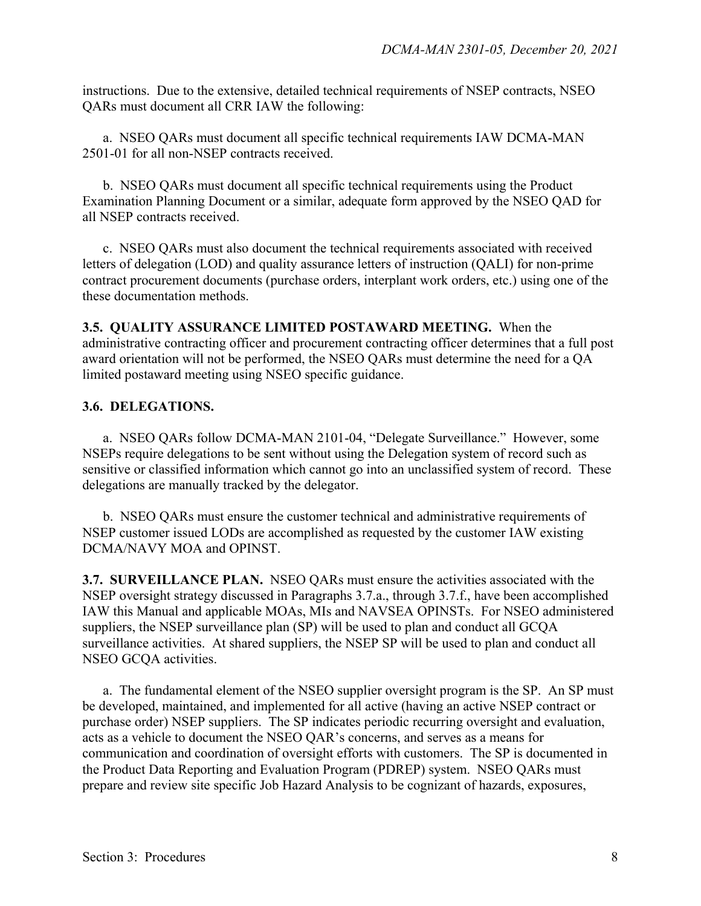instructions. Due to the extensive, detailed technical requirements of NSEP contracts, NSEO QARs must document all CRR IAW the following:

a. NSEO QARs must document all specific technical requirements IAW DCMA-MAN 2501-01 for all non-NSEP contracts received.

b. NSEO QARs must document all specific technical requirements using the Product Examination Planning Document or a similar, adequate form approved by the NSEO QAD for all NSEP contracts received.

c. NSEO QARs must also document the technical requirements associated with received letters of delegation (LOD) and quality assurance letters of instruction (QALI) for non-prime contract procurement documents (purchase orders, interplant work orders, etc.) using one of the these documentation methods.

**3.5. QUALITY ASSURANCE LIMITED POSTAWARD MEETING.** When the administrative contracting officer and procurement contracting officer determines that a full post award orientation will not be performed, the NSEO QARs must determine the need for a QA limited postaward meeting using NSEO specific guidance.

**3.6. DELEGATIONS.**

a. NSEO QARs follow DCMA-MAN 2101-04, "Delegate Surveillance." However, some NSEPs require delegations to be sent without using the Delegation system of record such as sensitive or classified information which cannot go into an unclassified system of record. These delegations are manually tracked by the delegator.

b. NSEO QARs must ensure the customer technical and administrative requirements of NSEP customer issued LODs are accomplished as requested by the customer IAW existing DCMA/NAVY MOA and OPINST.

**3.7. SURVEILLANCE PLAN.** NSEO QARs must ensure the activities associated with the NSEP oversight strategy discussed in Paragraphs 3.7.a., through 3.7.f., have been accomplished IAW this Manual and applicable MOAs, MIs and NAVSEA OPINSTs. For NSEO administered suppliers, the NSEP surveillance plan (SP) will be used to plan and conduct all GCQA surveillance activities. At shared suppliers, the NSEP SP will be used to plan and conduct all NSEO GCQA activities.

a. The fundamental element of the NSEO supplier oversight program is the SP. An SP must be developed, maintained, and implemented for all active (having an active NSEP contract or purchase order) NSEP suppliers. The SP indicates periodic recurring oversight and evaluation, acts as a vehicle to document the NSEO QAR's concerns, and serves as a means for communication and coordination of oversight efforts with customers. The SP is documented in the Product Data Reporting and Evaluation Program (PDREP) system. NSEO QARs must prepare and review site specific Job Hazard Analysis to be cognizant of hazards, exposures,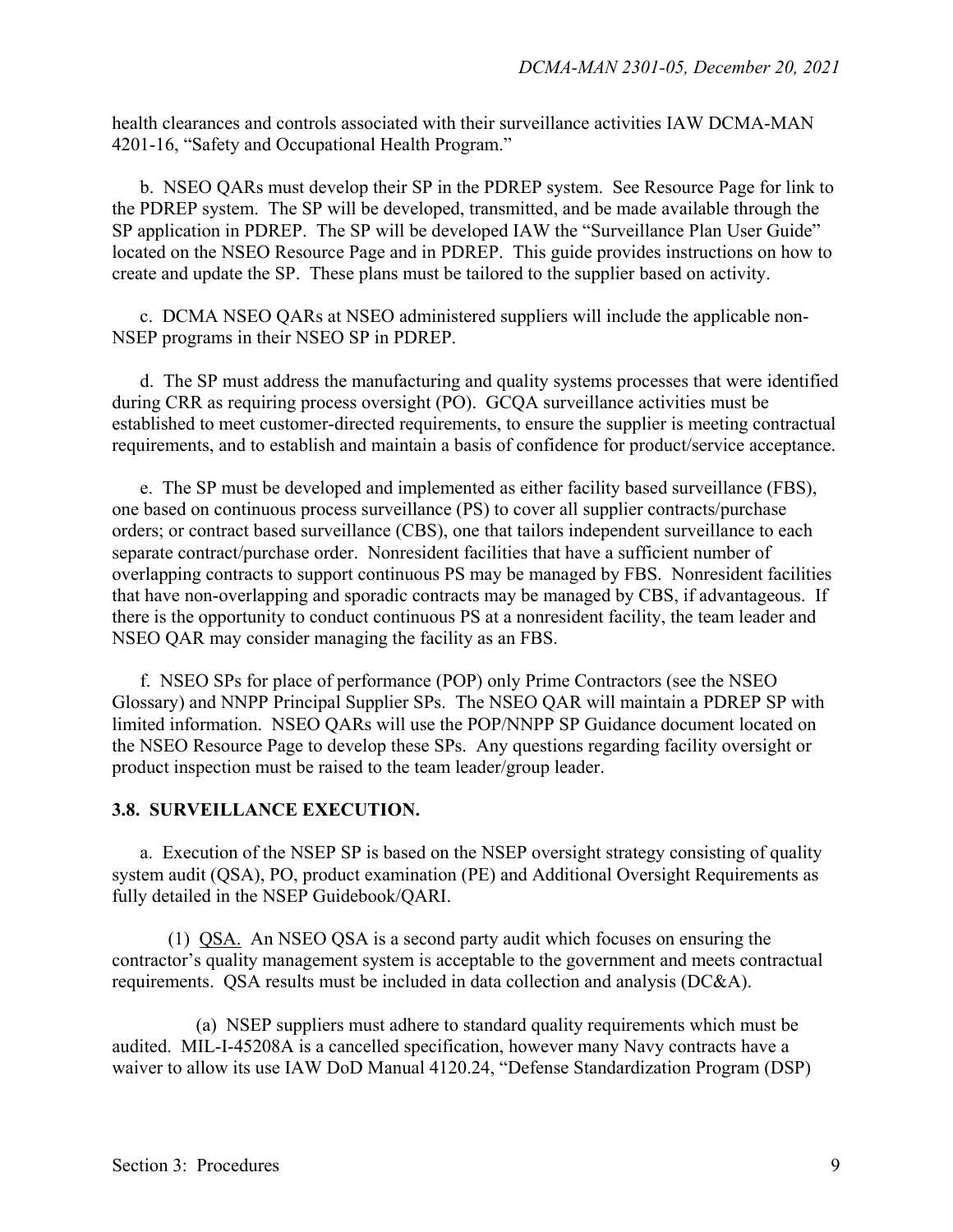health clearances and controls associated with their surveillance activities IAW DCMA-MAN 4201-16, "Safety and Occupational Health Program."

b. NSEO QARs must develop their SP in the PDREP system. See Resource Page for link to the PDREP system. The SP will be developed, transmitted, and be made available through the SP application in PDREP. The SP will be developed IAW the "Surveillance Plan User Guide" located on the NSEO Resource Page and in PDREP. This guide provides instructions on how to create and update the SP. These plans must be tailored to the supplier based on activity.

c. DCMA NSEO QARs at NSEO administered suppliers will include the applicable non-NSEP programs in their NSEO SP in PDREP.

d. The SP must address the manufacturing and quality systems processes that were identified during CRR as requiring process oversight (PO). GCQA surveillance activities must be established to meet customer-directed requirements, to ensure the supplier is meeting contractual requirements, and to establish and maintain a basis of confidence for product/service acceptance.

e. The SP must be developed and implemented as either facility based surveillance (FBS), one based on continuous process surveillance (PS) to cover all supplier contracts/purchase orders; or contract based surveillance (CBS), one that tailors independent surveillance to each separate contract/purchase order. Nonresident facilities that have a sufficient number of overlapping contracts to support continuous PS may be managed by FBS. Nonresident facilities that have non-overlapping and sporadic contracts may be managed by CBS, if advantageous. If there is the opportunity to conduct continuous PS at a nonresident facility, the team leader and NSEO QAR may consider managing the facility as an FBS.

f. NSEO SPs for place of performance (POP) only Prime Contractors (see the NSEO Glossary) and NNPP Principal Supplier SPs. The NSEO QAR will maintain a PDREP SP with limited information. NSEO QARs will use the POP/NNPP SP Guidance document located on the NSEO Resource Page to develop these SPs. Any questions regarding facility oversight or product inspection must be raised to the team leader/group leader.

**3.8. SURVEILLANCE EXECUTION.**

a. Execution of the NSEP SP is based on the NSEP oversight strategy consisting of quality system audit (QSA), PO, product examination (PE) and Additional Oversight Requirements as fully detailed in the NSEP Guidebook/QARI.

(1) QSA. An NSEO QSA is a second party audit which focuses on ensuring the contractor's quality management system is acceptable to the government and meets contractual requirements. QSA results must be included in data collection and analysis (DC&A).

(a) NSEP suppliers must adhere to standard quality requirements which must be audited. MIL-I-45208A is a cancelled specification, however many Navy contracts have a waiver to allow its use IAW DoD Manual 4120.24, "Defense Standardization Program (DSP)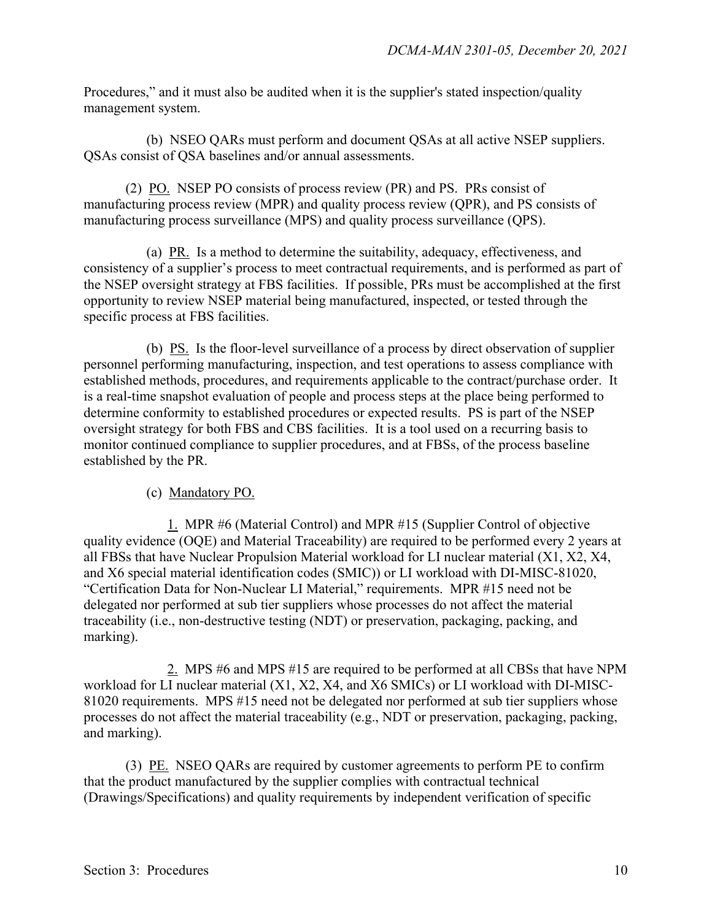Procedures," and it must also be audited when it is the supplier's stated inspection/quality management system.

(b) NSEO QARs must perform and document QSAs at all active NSEP suppliers. QSAs consist of QSA baselines and/or annual assessments.

(2) PO. NSEP PO consists of process review (PR) and PS. PRs consist of manufacturing process review (MPR) and quality process review (QPR), and PS consists of manufacturing process surveillance (MPS) and quality process surveillance (QPS).

(a) PR. Is a method to determine the suitability, adequacy, effectiveness, and consistency of a supplier's process to meet contractual requirements, and is performed as part of the NSEP oversight strategy at FBS facilities. If possible, PRs must be accomplished at the first opportunity to review NSEP material being manufactured, inspected, or tested through the specific process at FBS facilities.

(b) PS. Is the floor-level surveillance of a process by direct observation of supplier personnel performing manufacturing, inspection, and test operations to assess compliance with established methods, procedures, and requirements applicable to the contract/purchase order. It is a real-time snapshot evaluation of people and process steps at the place being performed to determine conformity to established procedures or expected results. PS is part of the NSEP oversight strategy for both FBS and CBS facilities. It is a tool used on a recurring basis to monitor continued compliance to supplier procedures, and at FBSs, of the process baseline established by the PR.

(c) Mandatory PO.

1. MPR #6 (Material Control) and MPR #15 (Supplier Control of objective quality evidence (OQE) and Material Traceability) are required to be performed every 2 years at all FBSs that have Nuclear Propulsion Material workload for LI nuclear material (X1, X2, X4, and X6 special material identification codes (SMIC)) or LI workload with DI-MISC-81020, "Certification Data for Non-Nuclear LI Material," requirements. MPR #15 need not be delegated nor performed at sub tier suppliers whose processes do not affect the material traceability (i.e., non-destructive testing (NDT) or preservation, packaging, packing, and marking).

2. MPS #6 and MPS #15 are required to be performed at all CBSs that have NPM workload for LI nuclear material (X1, X2, X4, and X6 SMICs) or LI workload with DI-MISC-81020 requirements. MPS #15 need not be delegated nor performed at sub tier suppliers whose processes do not affect the material traceability (e.g., NDT or preservation, packaging, packing, and marking).

(3) PE. NSEO QARs are required by customer agreements to perform PE to confirm that the product manufactured by the supplier complies with contractual technical (Drawings/Specifications) and quality requirements by independent verification of specific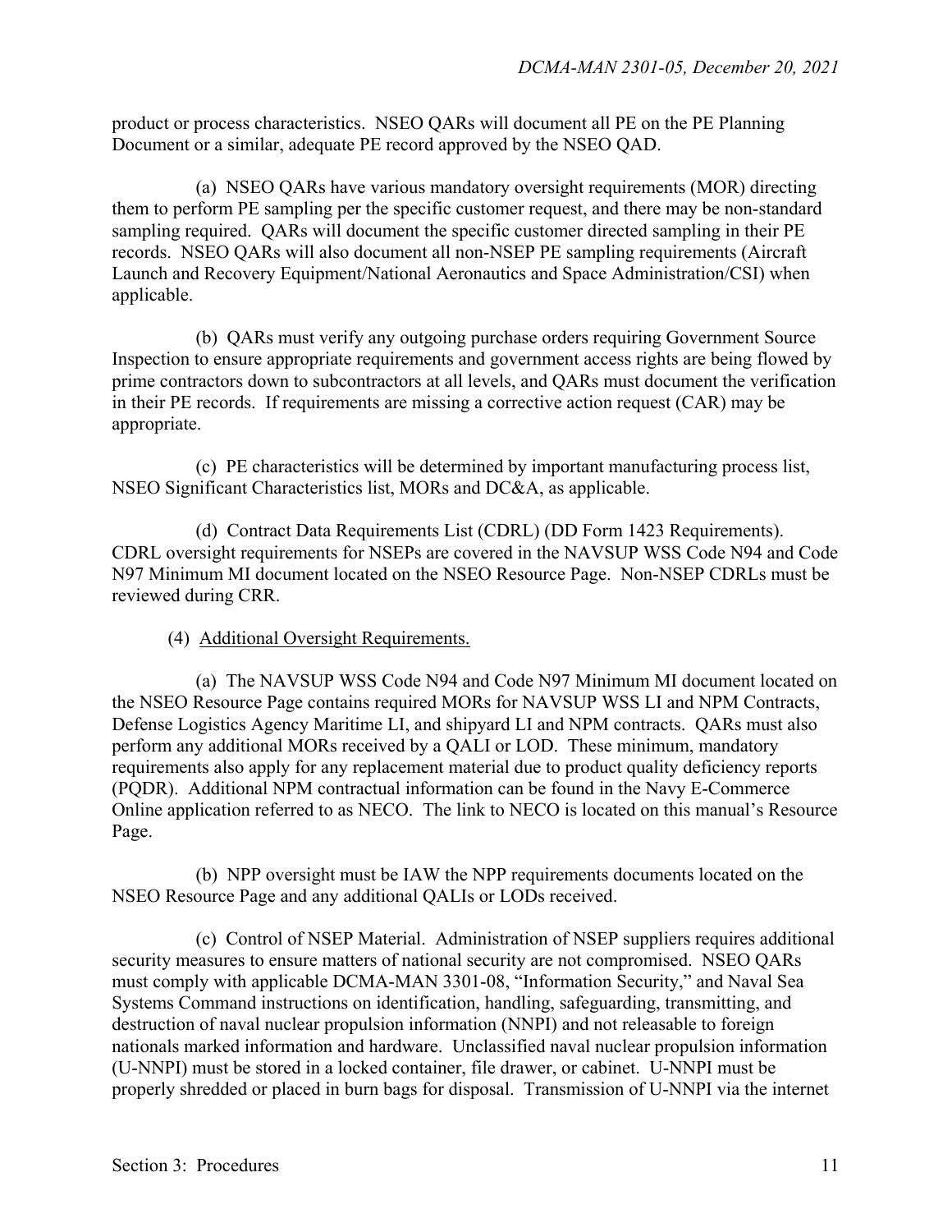product or process characteristics. NSEO QARs will document all PE on the PE Planning Document or a similar, adequate PE record approved by the NSEO QAD.

(a) NSEO QARs have various mandatory oversight requirements (MOR) directing them to perform PE sampling per the specific customer request, and there may be non-standard sampling required. QARs will document the specific customer directed sampling in their PE records. NSEO QARs will also document all non-NSEP PE sampling requirements (Aircraft Launch and Recovery Equipment/National Aeronautics and Space Administration/CSI) when applicable.

(b) QARs must verify any outgoing purchase orders requiring Government Source Inspection to ensure appropriate requirements and government access rights are being flowed by prime contractors down to subcontractors at all levels, and QARs must document the verification in their PE records. If requirements are missing a corrective action request (CAR) may be appropriate.

(c) PE characteristics will be determined by important manufacturing process list, NSEO Significant Characteristics list, MORs and DC&A, as applicable.

(d) Contract Data Requirements List (CDRL) (DD Form 1423 Requirements). CDRL oversight requirements for NSEPs are covered in the NAVSUP WSS Code N94 and Code N97 Minimum MI document located on the NSEO Resource Page. Non-NSEP CDRLs must be reviewed during CRR.

(4) Additional Oversight Requirements.

(a) The NAVSUP WSS Code N94 and Code N97 Minimum MI document located on the NSEO Resource Page contains required MORs for NAVSUP WSS LI and NPM Contracts, Defense Logistics Agency Maritime LI, and shipyard LI and NPM contracts. QARs must also perform any additional MORs received by a QALI or LOD. These minimum, mandatory requirements also apply for any replacement material due to product quality deficiency reports (PQDR). Additional NPM contractual information can be found in the Navy E-Commerce Online application referred to as NECO. The link to NECO is located on this manual's Resource Page.

(b) NPP oversight must be IAW the NPP requirements documents located on the NSEO Resource Page and any additional QALIs or LODs received.

(c) Control of NSEP Material. Administration of NSEP suppliers requires additional security measures to ensure matters of national security are not compromised. NSEO QARs must comply with applicable DCMA-MAN 3301-08, "Information Security," and Naval Sea Systems Command instructions on identification, handling, safeguarding, transmitting, and destruction of naval nuclear propulsion information (NNPI) and not releasable to foreign nationals marked information and hardware. Unclassified naval nuclear propulsion information (U-NNPI) must be stored in a locked container, file drawer, or cabinet. U-NNPI must be properly shredded or placed in burn bags for disposal. Transmission of U-NNPI via the internet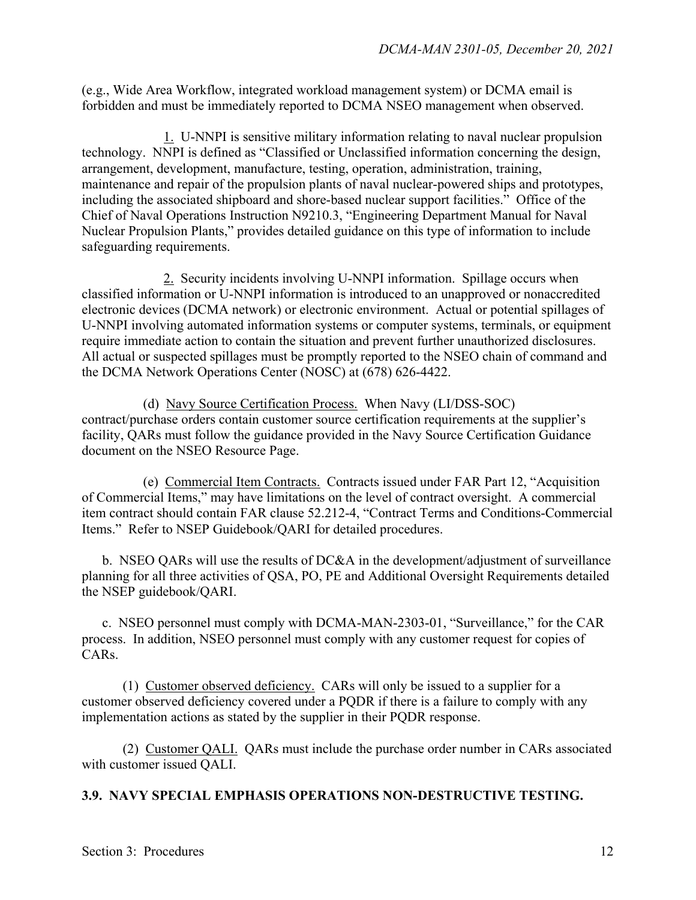(e.g., Wide Area Workflow, integrated workload management system) or DCMA email is forbidden and must be immediately reported to DCMA NSEO management when observed.

1. U-NNPI is sensitive military information relating to naval nuclear propulsion technology. NNPI is defined as "Classified or Unclassified information concerning the design, arrangement, development, manufacture, testing, operation, administration, training, maintenance and repair of the propulsion plants of naval nuclear-powered ships and prototypes, including the associated shipboard and shore-based nuclear support facilities." Office of the Chief of Naval Operations Instruction N9210.3, "Engineering Department Manual for Naval Nuclear Propulsion Plants," provides detailed guidance on this type of information to include safeguarding requirements.

2. Security incidents involving U-NNPI information. Spillage occurs when classified information or U-NNPI information is introduced to an unapproved or nonaccredited electronic devices (DCMA network) or electronic environment. Actual or potential spillages of U-NNPI involving automated information systems or computer systems, terminals, or equipment require immediate action to contain the situation and prevent further unauthorized disclosures. All actual or suspected spillages must be promptly reported to the NSEO chain of command and the DCMA Network Operations Center (NOSC) at (678) 626-4422.

(d) Navy Source Certification Process. When Navy (LI/DSS-SOC) contract/purchase orders contain customer source certification requirements at the supplier's facility, QARs must follow the guidance provided in the Navy Source Certification Guidance document on the NSEO Resource Page.

(e) Commercial Item Contracts. Contracts issued under FAR Part 12, "Acquisition of Commercial Items," may have limitations on the level of contract oversight. A commercial item contract should contain FAR clause 52.212-4, "Contract Terms and Conditions-Commercial Items." Refer to NSEP Guidebook/QARI for detailed procedures.

b. NSEO QARs will use the results of DC&A in the development/adjustment of surveillance planning for all three activities of QSA, PO, PE and Additional Oversight Requirements detailed the NSEP guidebook/QARI.

c. NSEO personnel must comply with DCMA-MAN-2303-01, "Surveillance," for the CAR process. In addition, NSEO personnel must comply with any customer request for copies of CARs.

(1) Customer observed deficiency. CARs will only be issued to a supplier for a customer observed deficiency covered under a PQDR if there is a failure to comply with any implementation actions as stated by the supplier in their PQDR response.

(2) Customer QALI. QARs must include the purchase order number in CARs associated with customer issued QALI.

## 3.9. NAVY SPECIAL EMPHASIS OPERATIONS NON-DESTRUCTIVE TESTING.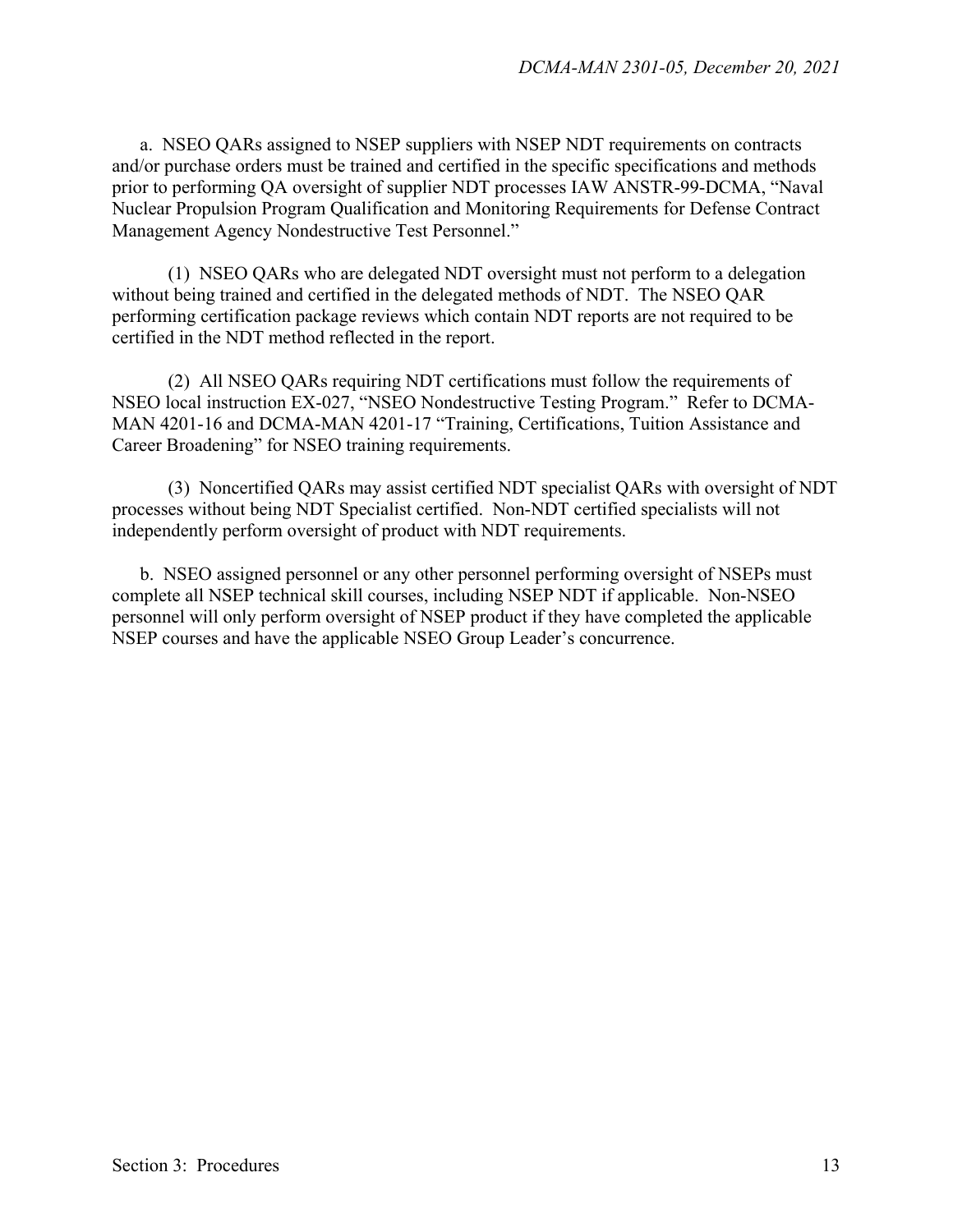a. NSEO QARs assigned to NSEP suppliers with NSEP NDT requirements on contracts and/or purchase orders must be trained and certified in the specific specifications and methods prior to performing QA oversight of supplier NDT processes IAW ANSTR-99-DCMA, "Naval Nuclear Propulsion Program Qualification and Monitoring Requirements for Defense Contract Management Agency Nondestructive Test Personnel."

(1) NSEO QARs who are delegated NDT oversight must not perform to a delegation without being trained and certified in the delegated methods of NDT. The NSEO QAR performing certification package reviews which contain NDT reports are not required to be certified in the NDT method reflected in the report.

(2) All NSEO QARs requiring NDT certifications must follow the requirements of NSEO local instruction EX-027, "NSEO Nondestructive Testing Program." Refer to DCMA-MAN 4201-16 and DCMA-MAN 4201-17 "Training, Certifications, Tuition Assistance and Career Broadening" for NSEO training requirements.

(3) Noncertified QARs may assist certified NDT specialist QARs with oversight of NDT processes without being NDT Specialist certified. Non-NDT certified specialists will not independently perform oversight of product with NDT requirements.

b. NSEO assigned personnel or any other personnel performing oversight of NSEPs must complete all NSEP technical skill courses, including NSEP NDT if applicable. Non-NSEO personnel will only perform oversight of NSEP product if they have completed the applicable NSEP courses and have the applicable NSEO Group Leader's concurrence.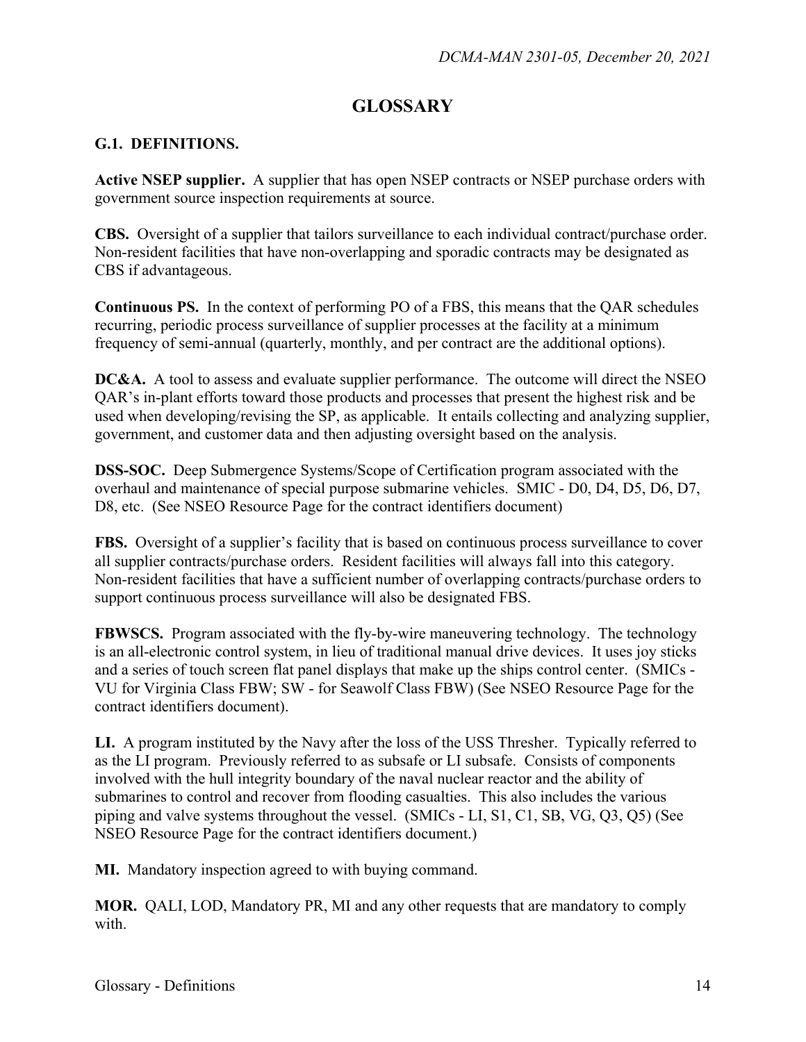# GLOSSARY

## G.1. DEFINITIONS.

**Active NSEP supplier.** A supplier that has open NSEP contracts or NSEP purchase orders with government source inspection requirements at source.

**CBS.** Oversight of a supplier that tailors surveillance to each individual contract/purchase order. Non-resident facilities that have non-overlapping and sporadic contracts may be designated as CBS if advantageous.

**Continuous PS.** In the context of performing PO of a FBS, this means that the QAR schedules recurring, periodic process surveillance of supplier processes at the facility at a minimum frequency of semi-annual (quarterly, monthly, and per contract are the additional options).

**DC&A.** A tool to assess and evaluate supplier performance. The outcome will direct the NSEO QAR's in-plant efforts toward those products and processes that present the highest risk and be used when developing/revising the SP, as applicable. It entails collecting and analyzing supplier, government, and customer data and then adjusting oversight based on the analysis.

**DSS-SOC.** Deep Submergence Systems/Scope of Certification program associated with the overhaul and maintenance of special purpose submarine vehicles. SMIC - D0, D4, D5, D6, D7, D8, etc. (See NSEO Resource Page for the contract identifiers document)

**FBS.** Oversight of a supplier's facility that is based on continuous process surveillance to cover all supplier contracts/purchase orders. Resident facilities will always fall into this category. Non-resident facilities that have a sufficient number of overlapping contracts/purchase orders to support continuous process surveillance will also be designated FBS.

**FBWSCS.** Program associated with the fly-by-wire maneuvering technology. The technology is an all-electronic control system, in lieu of traditional manual drive devices. It uses joy sticks and a series of touch screen flat panel displays that make up the ships control center. (SMICs - VU for Virginia Class FBW; SW - for Seawolf Class FBW) (See NSEO Resource Page for the contract identifiers document).

**LI.** A program instituted by the Navy after the loss of the USS Thresher. Typically referred to as the LI program. Previously referred to as subsafe or LI subsafe. Consists of components involved with the hull integrity boundary of the naval nuclear reactor and the ability of submarines to control and recover from flooding casualties. This also includes the various piping and valve systems throughout the vessel. (SMICs - LI, S1, C1, SB, VG, Q3, Q5) (See NSEO Resource Page for the contract identifiers document.)

**MI.** Mandatory inspection agreed to with buying command.

**MOR.** QALI, LOD, Mandatory PR, MI and any other requests that are mandatory to comply with.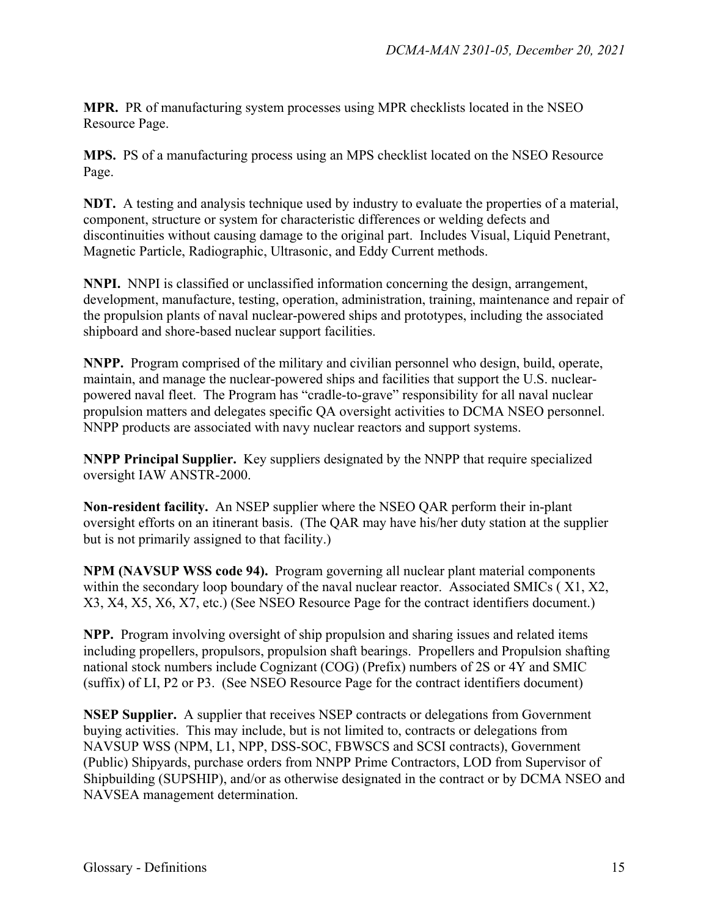**MPR.** PR of manufacturing system processes using MPR checklists located in the NSEO Resource Page.

**MPS.** PS of a manufacturing process using an MPS checklist located on the NSEO Resource Page.

**NDT.** A testing and analysis technique used by industry to evaluate the properties of a material, component, structure or system for characteristic differences or welding defects and discontinuities without causing damage to the original part. Includes Visual, Liquid Penetrant, Magnetic Particle, Radiographic, Ultrasonic, and Eddy Current methods.

**NNPI.** NNPI is classified or unclassified information concerning the design, arrangement, development, manufacture, testing, operation, administration, training, maintenance and repair of the propulsion plants of naval nuclear-powered ships and prototypes, including the associated shipboard and shore-based nuclear support facilities.

**NNPP.** Program comprised of the military and civilian personnel who design, build, operate, maintain, and manage the nuclear-powered ships and facilities that support the U.S. nuclear-powered naval fleet. The Program has "cradle-to-grave" responsibility for all naval nuclear propulsion matters and delegates specific QA oversight activities to DCMA NSEO personnel. NNPP products are associated with navy nuclear reactors and support systems.

**NNPP Principal Supplier.** Key suppliers designated by the NNPP that require specialized oversight IAW ANSTR-2000.

**Non-resident facility.** An NSEP supplier where the NSEO QAR perform their in-plant oversight efforts on an itinerant basis. (The QAR may have his/her duty station at the supplier but is not primarily assigned to that facility.)

**NPM (NAVSUP WSS code 94).** Program governing all nuclear plant material components within the secondary loop boundary of the naval nuclear reactor. Associated SMICs ( X1, X2, X3, X4, X5, X6, X7, etc.) (See NSEO Resource Page for the contract identifiers document.)

**NPP.** Program involving oversight of ship propulsion and sharing issues and related items including propellers, propulsors, propulsion shaft bearings. Propellers and Propulsion shafting national stock numbers include Cognizant (COG) (Prefix) numbers of 2S or 4Y and SMIC (suffix) of LI, P2 or P3. (See NSEO Resource Page for the contract identifiers document)

**NSEP Supplier.** A supplier that receives NSEP contracts or delegations from Government buying activities. This may include, but is not limited to, contracts or delegations from NAVSUP WSS (NPM, L1, NPP, DSS-SOC, FBWSCS and SCSI contracts), Government (Public) Shipyards, purchase orders from NNPP Prime Contractors, LOD from Supervisor of Shipbuilding (SUPSHIP), and/or as otherwise designated in the contract or by DCMA NSEO and NAVSEA management determination.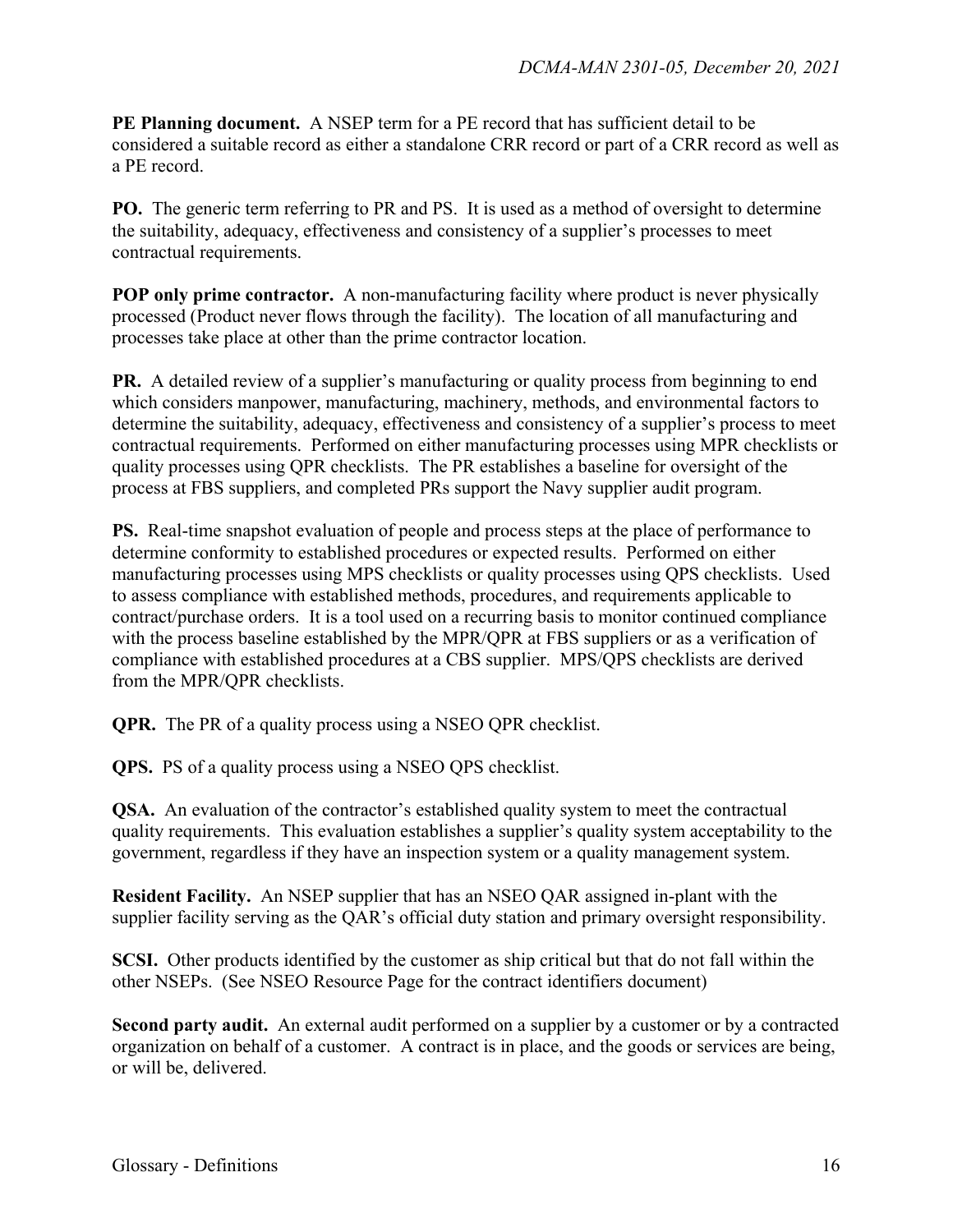**PE Planning document.** A NSEP term for a PE record that has sufficient detail to be considered a suitable record as either a standalone CRR record or part of a CRR record as well as a PE record.

**PO.** The generic term referring to PR and PS. It is used as a method of oversight to determine the suitability, adequacy, effectiveness and consistency of a supplier's processes to meet contractual requirements.

**POP only prime contractor.** A non-manufacturing facility where product is never physically processed (Product never flows through the facility). The location of all manufacturing and processes take place at other than the prime contractor location.

**PR.** A detailed review of a supplier's manufacturing or quality process from beginning to end which considers manpower, manufacturing, machinery, methods, and environmental factors to determine the suitability, adequacy, effectiveness and consistency of a supplier's process to meet contractual requirements. Performed on either manufacturing processes using MPR checklists or quality processes using QPR checklists. The PR establishes a baseline for oversight of the process at FBS suppliers, and completed PRs support the Navy supplier audit program.

**PS.** Real-time snapshot evaluation of people and process steps at the place of performance to determine conformity to established procedures or expected results. Performed on either manufacturing processes using MPS checklists or quality processes using QPS checklists. Used to assess compliance with established methods, procedures, and requirements applicable to contract/purchase orders. It is a tool used on a recurring basis to monitor continued compliance with the process baseline established by the MPR/QPR at FBS suppliers or as a verification of compliance with established procedures at a CBS supplier. MPS/QPS checklists are derived from the MPR/QPR checklists.

**QPR.** The PR of a quality process using a NSEO QPR checklist.

**QPS.** PS of a quality process using a NSEO QPS checklist.

**QSA.** An evaluation of the contractor's established quality system to meet the contractual quality requirements. This evaluation establishes a supplier's quality system acceptability to the government, regardless if they have an inspection system or a quality management system.

**Resident Facility.** An NSEP supplier that has an NSEO QAR assigned in-plant with the supplier facility serving as the QAR's official duty station and primary oversight responsibility.

**SCSI.** Other products identified by the customer as ship critical but that do not fall within the other NSEPs. (See NSEO Resource Page for the contract identifiers document)

**Second party audit.** An external audit performed on a supplier by a customer or by a contracted organization on behalf of a customer. A contract is in place, and the goods or services are being, or will be, delivered.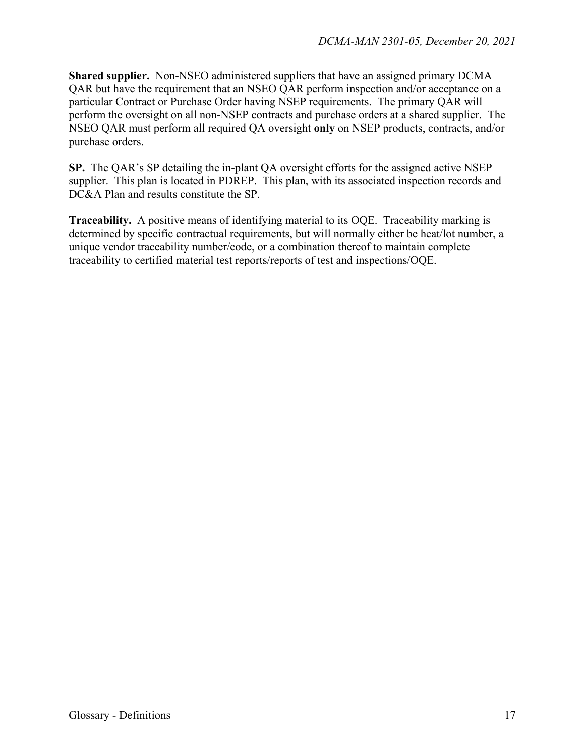**Shared supplier.** Non-NSEO administered suppliers that have an assigned primary DCMA QAR but have the requirement that an NSEO QAR perform inspection and/or acceptance on a particular Contract or Purchase Order having NSEP requirements. The primary QAR will perform the oversight on all non-NSEP contracts and purchase orders at a shared supplier. The NSEO QAR must perform all required QA oversight **only** on NSEP products, contracts, and/or purchase orders.

**SP.** The QAR's SP detailing the in-plant QA oversight efforts for the assigned active NSEP supplier. This plan is located in PDREP. This plan, with its associated inspection records and DC&A Plan and results constitute the SP.

**Traceability.** A positive means of identifying material to its OQE. Traceability marking is determined by specific contractual requirements, but will normally either be heat/lot number, a unique vendor traceability number/code, or a combination thereof to maintain complete traceability to certified material test reports/reports of test and inspections/OQE.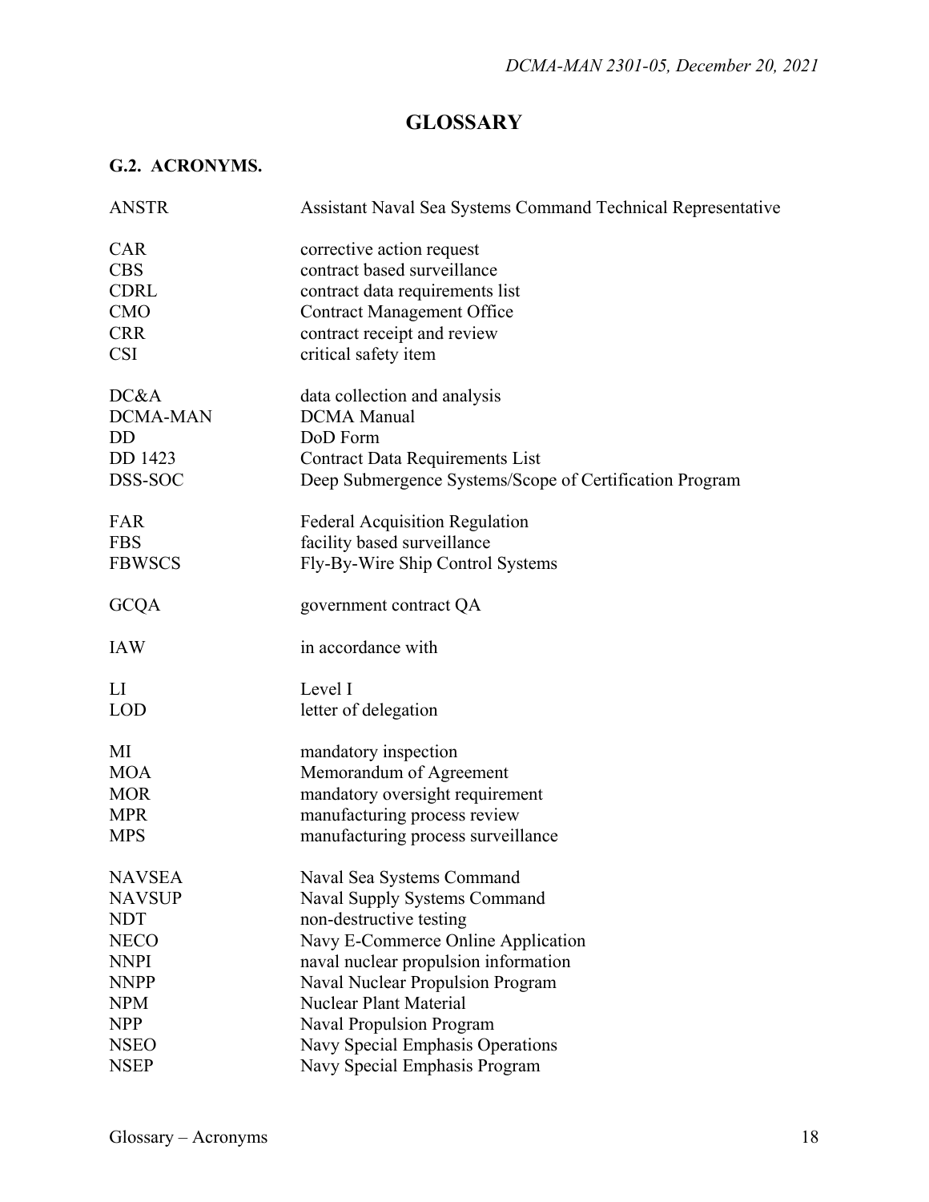# GLOSSARY

## G.2. ACRONYMS.

| | |
|---|---|
| ANSTR | Assistant Naval Sea Systems Command Technical Representative |
| CAR | corrective action request |
| CBS | contract based surveillance |
| CDRL | contract data requirements list |
| CMO | Contract Management Office |
| CRR | contract receipt and review |
| CSI | critical safety item |
| DC&A | data collection and analysis |
| DCMA-MAN | DCMA Manual |
| DD | DoD Form |
| DD 1423 | Contract Data Requirements List |
| DSS-SOC | Deep Submergence Systems/Scope of Certification Program |
| FAR | Federal Acquisition Regulation |
| FBS | facility based surveillance |
| FBWSCS | Fly-By-Wire Ship Control Systems |
| GCQA | government contract QA |
| IAW | in accordance with |
| LI | Level I |
| LOD | letter of delegation |
| MI | mandatory inspection |
| MOA | Memorandum of Agreement |
| MOR | mandatory oversight requirement |
| MPR | manufacturing process review |
| MPS | manufacturing process surveillance |
| NAVSEA | Naval Sea Systems Command |
| NAVSUP | Naval Supply Systems Command |
| NDT | non-destructive testing |
| NECO | Navy E-Commerce Online Application |
| NNPI | naval nuclear propulsion information |
| NNPP | Naval Nuclear Propulsion Program |
| NPM | Nuclear Plant Material |
| NPP | Naval Propulsion Program |
| NSEO | Navy Special Emphasis Operations |
| NSEP | Navy Special Emphasis Program |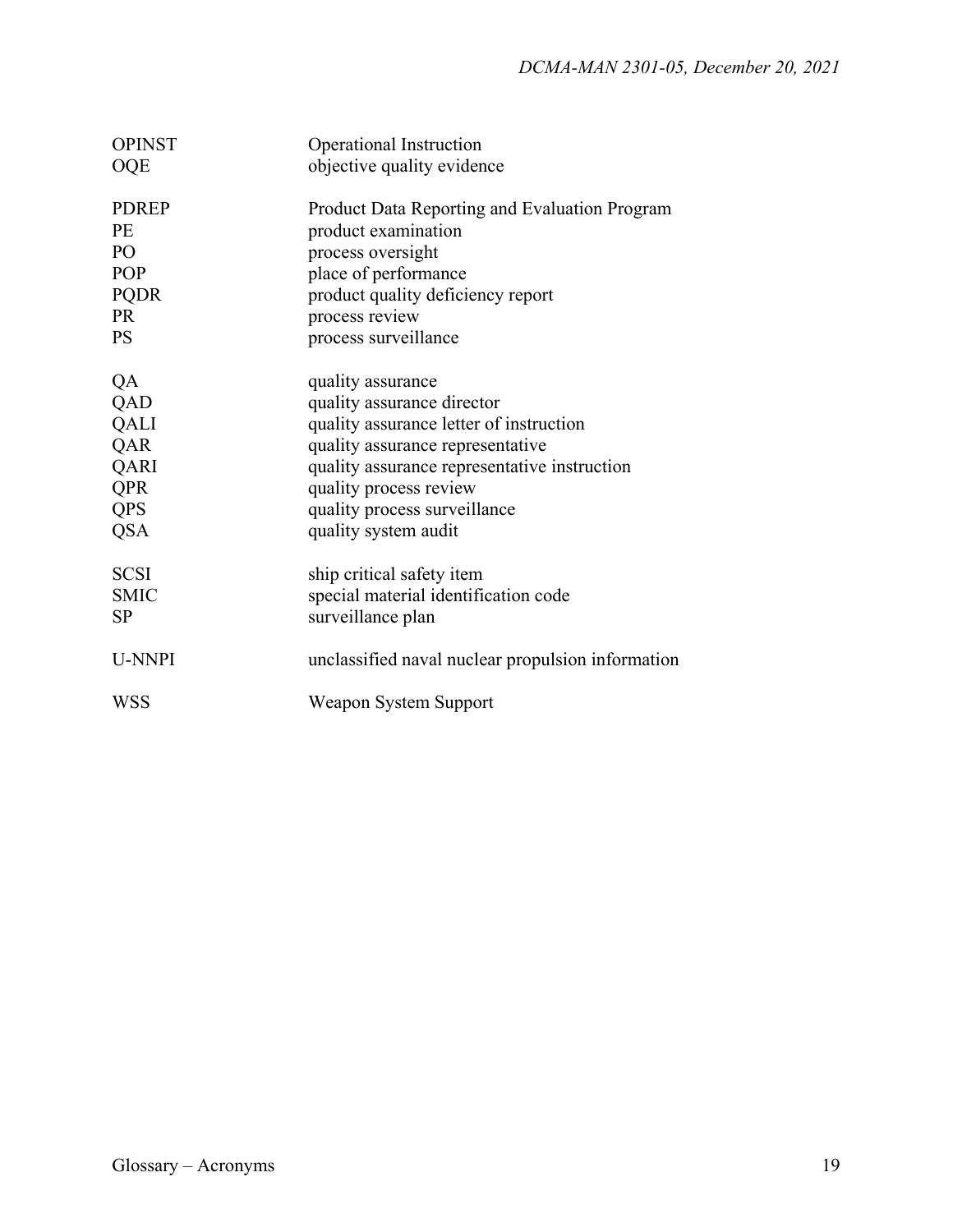| | |
|---|---|
| OPINST | Operational Instruction |
| OQE | objective quality evidence |
| | |
| PDREP | Product Data Reporting and Evaluation Program |
| PE | product examination |
| PO | process oversight |
| POP | place of performance |
| PQDR | product quality deficiency report |
| PR | process review |
| PS | process surveillance |
| | |
| QA | quality assurance |
| QAD | quality assurance director |
| QALI | quality assurance letter of instruction |
| QAR | quality assurance representative |
| QARI | quality assurance representative instruction |
| QPR | quality process review |
| QPS | quality process surveillance |
| QSA | quality system audit |
| | |
| SCSI | ship critical safety item |
| SMIC | special material identification code |
| SP | surveillance plan |
| | |
| U-NNPI | unclassified naval nuclear propulsion information |
| | |
| WSS | Weapon System Support |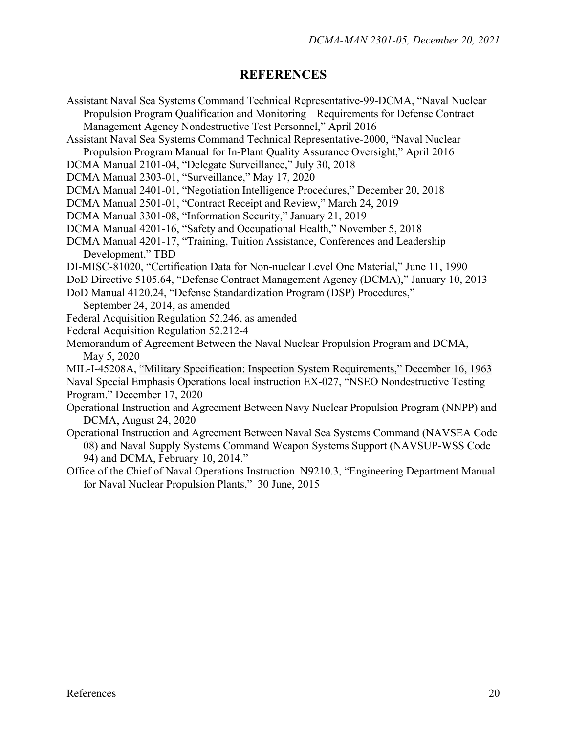# REFERENCES

Assistant Naval Sea Systems Command Technical Representative-99-DCMA, "Naval Nuclear Propulsion Program Qualification and Monitoring Requirements for Defense Contract Management Agency Nondestructive Test Personnel," April 2016

Assistant Naval Sea Systems Command Technical Representative-2000, "Naval Nuclear Propulsion Program Manual for In-Plant Quality Assurance Oversight," April 2016

DCMA Manual 2101-04, "Delegate Surveillance," July 30, 2018

DCMA Manual 2303-01, "Surveillance," May 17, 2020

DCMA Manual 2401-01, "Negotiation Intelligence Procedures," December 20, 2018

DCMA Manual 2501-01, "Contract Receipt and Review," March 24, 2019

DCMA Manual 3301-08, "Information Security," January 21, 2019

DCMA Manual 4201-16, "Safety and Occupational Health," November 5, 2018

DCMA Manual 4201-17, "Training, Tuition Assistance, Conferences and Leadership Development," TBD

DI-MISC-81020, "Certification Data for Non-nuclear Level One Material," June 11, 1990

DoD Directive 5105.64, "Defense Contract Management Agency (DCMA)," January 10, 2013

DoD Manual 4120.24, "Defense Standardization Program (DSP) Procedures," September 24, 2014, as amended

Federal Acquisition Regulation 52.246, as amended

Federal Acquisition Regulation 52.212-4

Memorandum of Agreement Between the Naval Nuclear Propulsion Program and DCMA, May 5, 2020

MIL-I-45208A, "Military Specification: Inspection System Requirements," December 16, 1963

Naval Special Emphasis Operations local instruction EX-027, "NSEO Nondestructive Testing Program." December 17, 2020

Operational Instruction and Agreement Between Navy Nuclear Propulsion Program (NNPP) and DCMA, August 24, 2020

Operational Instruction and Agreement Between Naval Sea Systems Command (NAVSEA Code 08) and Naval Supply Systems Command Weapon Systems Support (NAVSUP-WSS Code 94) and DCMA, February 10, 2014."

Office of the Chief of Naval Operations Instruction N9210.3, "Engineering Department Manual for Naval Nuclear Propulsion Plants," 30 June, 2015